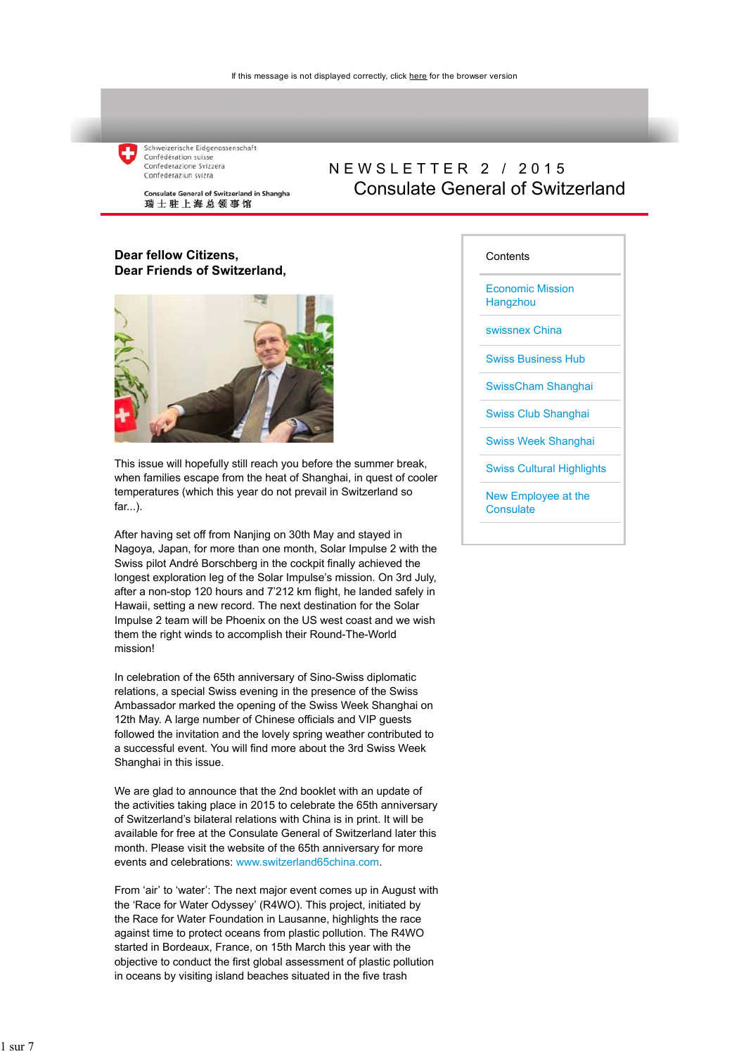If this message is not displayed correctly, click here for the browser version

Schweizerische Eidgenossenschaft
Confédération suisse
Confederazione Svizzera
Confederaziun svizra

Consulate General of Switzerland in Shangha
瑞士驻上海总领事馆

# NEWSLETTER 2 / 2015
# Consulate General of Switzerland

**Contents**

- Economic Mission Hangzhou
- swissnex China
- Swiss Business Hub
- SwissCham Shanghai
- Swiss Club Shanghai
- Swiss Week Shanghai
- Swiss Cultural Highlights
- New Employee at the Consulate

**Dear fellow Citizens,**
**Dear Friends of Switzerland,**

This issue will hopefully still reach you before the summer break, when families escape from the heat of Shanghai, in quest of cooler temperatures (which this year do not prevail in Switzerland so far...).

After having set off from Nanjing on 30th May and stayed in Nagoya, Japan, for more than one month, Solar Impulse 2 with the Swiss pilot André Borschberg in the cockpit finally achieved the longest exploration leg of the Solar Impulse's mission. On 3rd July, after a non-stop 120 hours and 7'212 km flight, he landed safely in Hawaii, setting a new record. The next destination for the Solar Impulse 2 team will be Phoenix on the US west coast and we wish them the right winds to accomplish their Round-The-World mission!

In celebration of the 65th anniversary of Sino-Swiss diplomatic relations, a special Swiss evening in the presence of the Swiss Ambassador marked the opening of the Swiss Week Shanghai on 12th May. A large number of Chinese officials and VIP guests followed the invitation and the lovely spring weather contributed to a successful event. You will find more about the 3rd Swiss Week Shanghai in this issue.

We are glad to announce that the 2nd booklet with an update of the activities taking place in 2015 to celebrate the 65th anniversary of Switzerland's bilateral relations with China is in print. It will be available for free at the Consulate General of Switzerland later this month. Please visit the website of the 65th anniversary for more events and celebrations: www.switzerland65china.com.

From 'air' to 'water': The next major event comes up in August with the 'Race for Water Odyssey' (R4WO). This project, initiated by the Race for Water Foundation in Lausanne, highlights the race against time to protect oceans from plastic pollution. The R4WO started in Bordeaux, France, on 15th March this year with the objective to conduct the first global assessment of plastic pollution in oceans by visiting island beaches situated in the five trash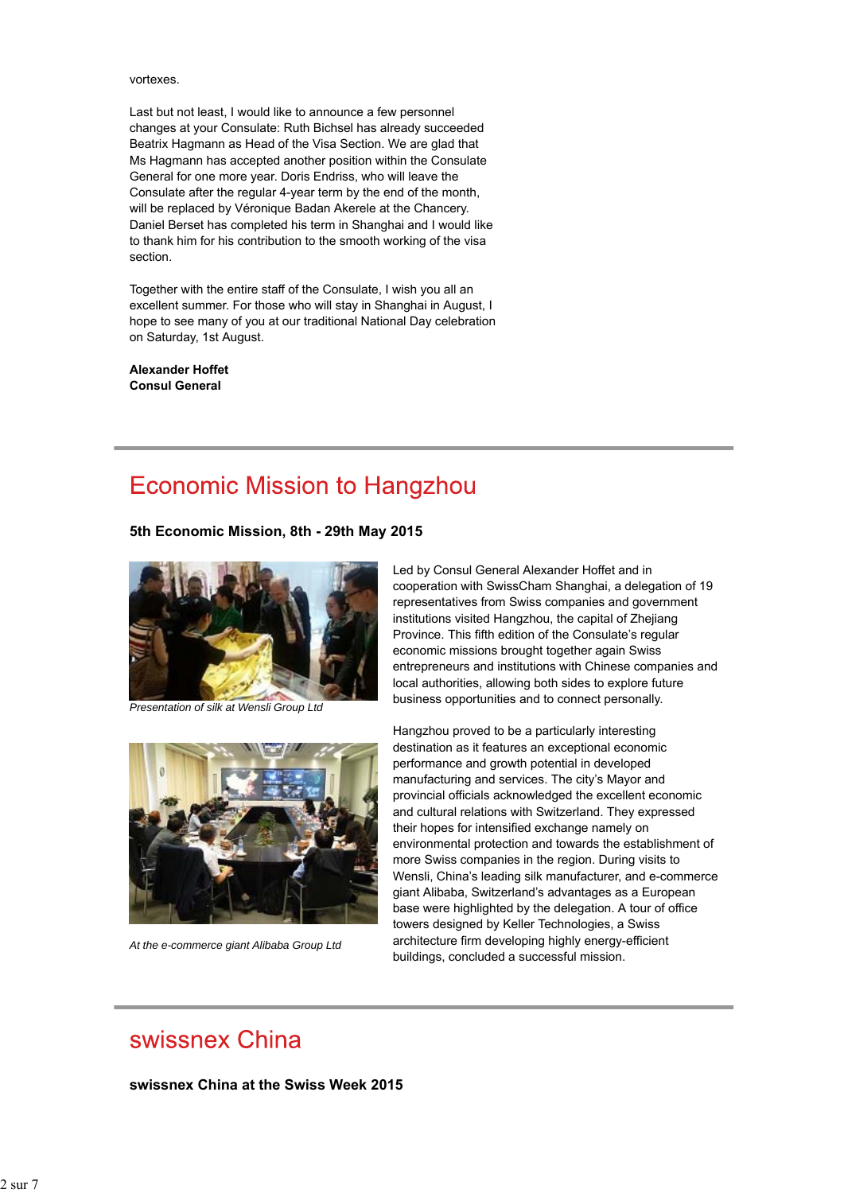vortexes.

Last but not least, I would like to announce a few personnel changes at your Consulate: Ruth Bichsel has already succeeded Beatrix Hagmann as Head of the Visa Section. We are glad that Ms Hagmann has accepted another position within the Consulate General for one more year. Doris Endriss, who will leave the Consulate after the regular 4-year term by the end of the month, will be replaced by Véronique Badan Akerele at the Chancery. Daniel Berset has completed his term in Shanghai and I would like to thank him for his contribution to the smooth working of the visa section.

Together with the entire staff of the Consulate, I wish you all an excellent summer. For those who will stay in Shanghai in August, I hope to see many of you at our traditional National Day celebration on Saturday, 1st August.

**Alexander Hoffet**
**Consul General**

# Economic Mission to Hangzhou

### 5th Economic Mission, 8th - 29th May 2015

*Presentation of silk at Wensli Group Ltd*

*At the e-commerce giant Alibaba Group Ltd*

Led by Consul General Alexander Hoffet and in cooperation with SwissCham Shanghai, a delegation of 19 representatives from Swiss companies and government institutions visited Hangzhou, the capital of Zhejiang Province. This fifth edition of the Consulate's regular economic missions brought together again Swiss entrepreneurs and institutions with Chinese companies and local authorities, allowing both sides to explore future business opportunities and to connect personally.

Hangzhou proved to be a particularly interesting destination as it features an exceptional economic performance and growth potential in developed manufacturing and services. The city's Mayor and provincial officials acknowledged the excellent economic and cultural relations with Switzerland. They expressed their hopes for intensified exchange namely on environmental protection and towards the establishment of more Swiss companies in the region. During visits to Wensli, China's leading silk manufacturer, and e-commerce giant Alibaba, Switzerland's advantages as a European base were highlighted by the delegation. A tour of office towers designed by Keller Technologies, a Swiss architecture firm developing highly energy-efficient buildings, concluded a successful mission.

# swissnex China

### swissnex China at the Swiss Week 2015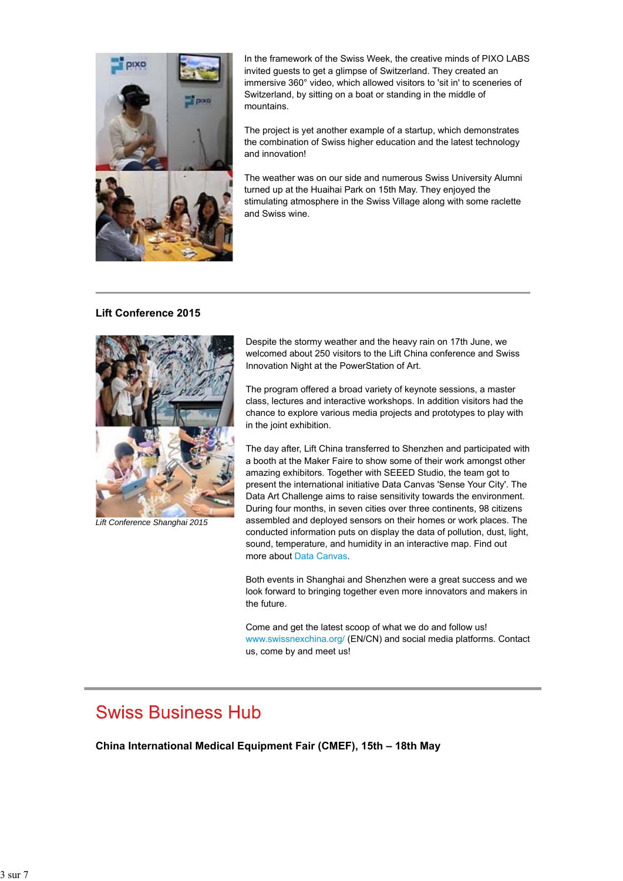In the framework of the Swiss Week, the creative minds of PIXO LABS invited guests to get a glimpse of Switzerland. They created an immersive 360° video, which allowed visitors to 'sit in' to sceneries of Switzerland, by sitting on a boat or standing in the middle of mountains.

The project is yet another example of a startup, which demonstrates the combination of Swiss higher education and the latest technology and innovation!

The weather was on our side and numerous Swiss University Alumni turned up at the Huaihai Park on 15th May. They enjoyed the stimulating atmosphere in the Swiss Village along with some raclette and Swiss wine.

---

### Lift Conference 2015

*Lift Conference Shanghai 2015*

Despite the stormy weather and the heavy rain on 17th June, we welcomed about 250 visitors to the Lift China conference and Swiss Innovation Night at the PowerStation of Art.

The program offered a broad variety of keynote sessions, a master class, lectures and interactive workshops. In addition visitors had the chance to explore various media projects and prototypes to play with in the joint exhibition.

The day after, Lift China transferred to Shenzhen and participated with a booth at the Maker Faire to show some of their work amongst other amazing exhibitors. Together with SEEED Studio, the team got to present the international initiative Data Canvas 'Sense Your City'. The Data Art Challenge aims to raise sensitivity towards the environment. During four months, in seven cities over three continents, 98 citizens assembled and deployed sensors on their homes or work places. The conducted information puts on display the data of pollution, dust, light, sound, temperature, and humidity in an interactive map. Find out more about Data Canvas.

Both events in Shanghai and Shenzhen were a great success and we look forward to bringing together even more innovators and makers in the future.

Come and get the latest scoop of what we do and follow us! www.swissnexchina.org/ (EN/CN) and social media platforms. Contact us, come by and meet us!

---

## Swiss Business Hub

### China International Medical Equipment Fair (CMEF), 15th – 18th May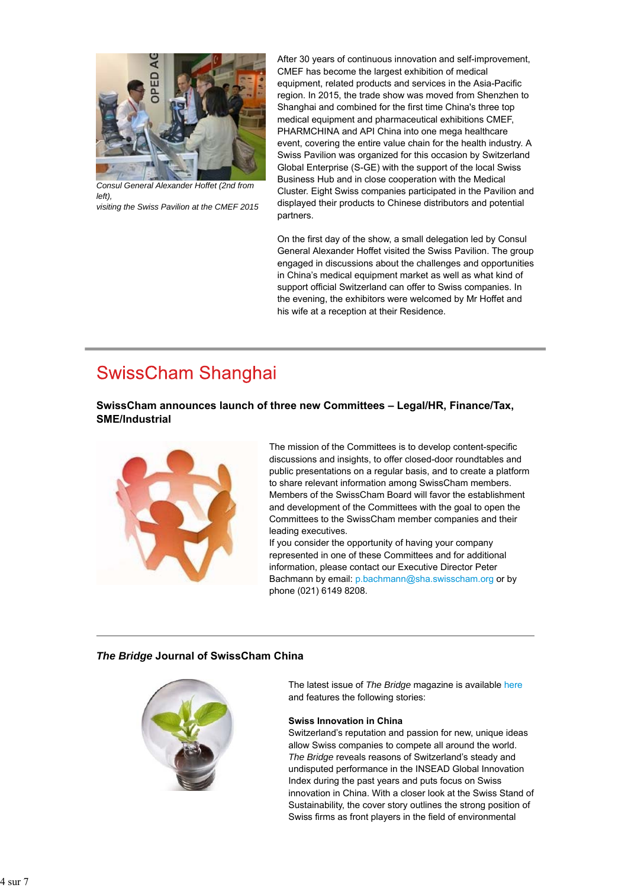Consul General Alexander Hoffet (2nd from left),
visiting the Swiss Pavilion at the CMEF 2015

After 30 years of continuous innovation and self-improvement, CMEF has become the largest exhibition of medical equipment, related products and services in the Asia-Pacific region. In 2015, the trade show was moved from Shenzhen to Shanghai and combined for the first time China's three top medical equipment and pharmaceutical exhibitions CMEF, PHARMCHINA and API China into one mega healthcare event, covering the entire value chain for the health industry. A Swiss Pavilion was organized for this occasion by Switzerland Global Enterprise (S-GE) with the support of the local Swiss Business Hub and in close cooperation with the Medical Cluster. Eight Swiss companies participated in the Pavilion and displayed their products to Chinese distributors and potential partners.

On the first day of the show, a small delegation led by Consul General Alexander Hoffet visited the Swiss Pavilion. The group engaged in discussions about the challenges and opportunities in China's medical equipment market as well as what kind of support official Switzerland can offer to Swiss companies. In the evening, the exhibitors were welcomed by Mr Hoffet and his wife at a reception at their Residence.

---

# SwissCham Shanghai

**SwissCham announces launch of three new Committees – Legal/HR, Finance/Tax, SME/Industrial**

The mission of the Committees is to develop content-specific discussions and insights, to offer closed-door roundtables and public presentations on a regular basis, and to create a platform to share relevant information among SwissCham members. Members of the SwissCham Board will favor the establishment and development of the Committees with the goal to open the Committees to the SwissCham member companies and their leading executives.
If you consider the opportunity of having your company represented in one of these Committees and for additional information, please contact our Executive Director Peter Bachmann by email: p.bachmann@sha.swisscham.org or by phone (021) 6149 8208.

---

***The Bridge* Journal of SwissCham China**

The latest issue of *The Bridge* magazine is available here and features the following stories:

**Swiss Innovation in China**
Switzerland's reputation and passion for new, unique ideas allow Swiss companies to compete all around the world. *The Bridge* reveals reasons of Switzerland's steady and undisputed performance in the INSEAD Global Innovation Index during the past years and puts focus on Swiss innovation in China. With a closer look at the Swiss Stand of Sustainability, the cover story outlines the strong position of Swiss firms as front players in the field of environmental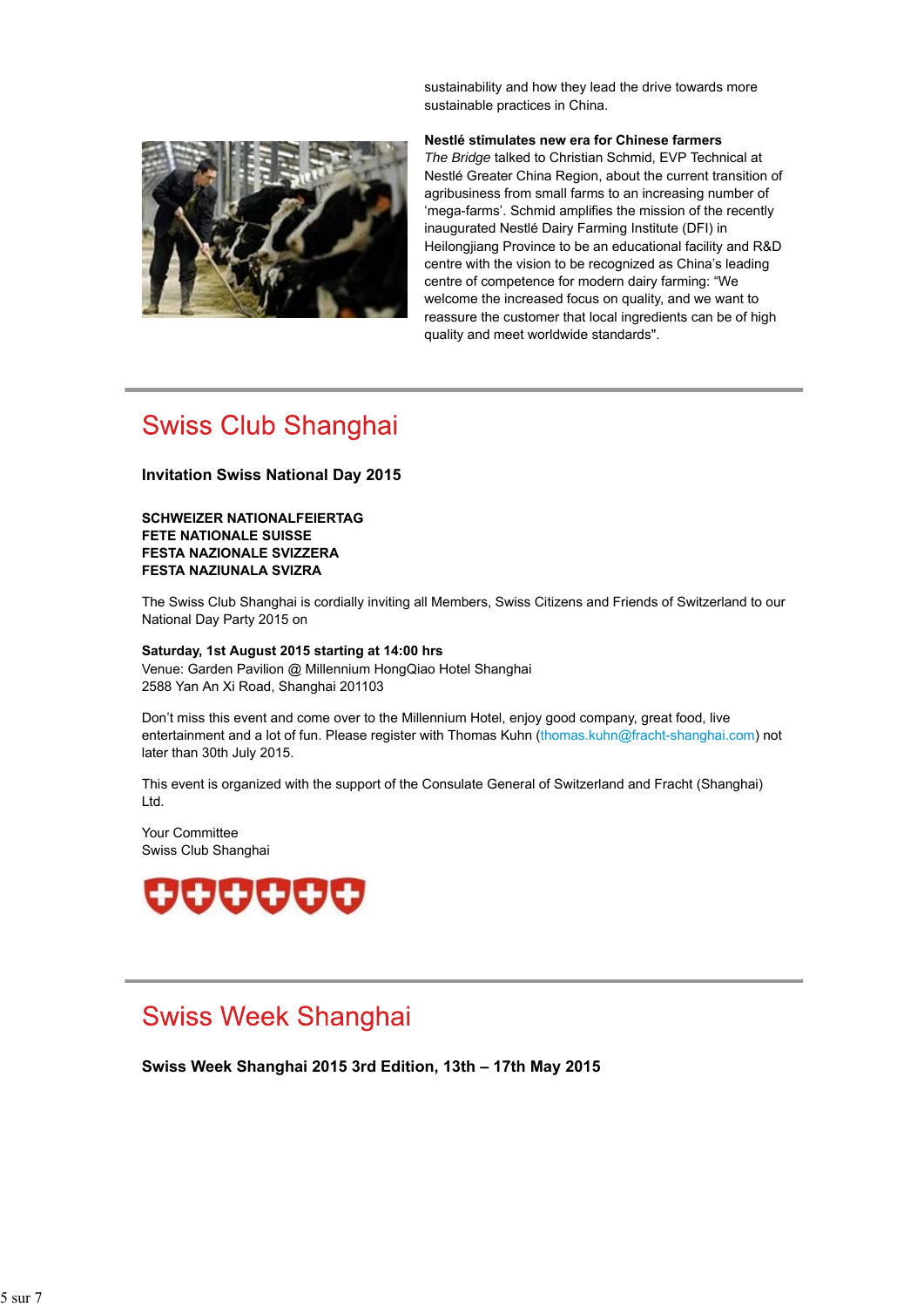sustainability and how they lead the drive towards more sustainable practices in China.

**Nestlé stimulates new era for Chinese farmers**
*The Bridge* talked to Christian Schmid, EVP Technical at Nestlé Greater China Region, about the current transition of agribusiness from small farms to an increasing number of ‘mega-farms’. Schmid amplifies the mission of the recently inaugurated Nestlé Dairy Farming Institute (DFI) in Heilongjiang Province to be an educational facility and R&D centre with the vision to be recognized as China’s leading centre of competence for modern dairy farming: “We welcome the increased focus on quality, and we want to reassure the customer that local ingredients can be of high quality and meet worldwide standards".

---

# Swiss Club Shanghai

### Invitation Swiss National Day 2015

**SCHWEIZER NATIONALFEIERTAG**
**FETE NATIONALE SUISSE**
**FESTA NAZIONALE SVIZZERA**
**FESTA NAZIUNALA SVIZRA**

The Swiss Club Shanghai is cordially inviting all Members, Swiss Citizens and Friends of Switzerland to our National Day Party 2015 on

**Saturday, 1st August 2015 starting at 14:00 hrs**
Venue: Garden Pavilion @ Millennium HongQiao Hotel Shanghai
2588 Yan An Xi Road, Shanghai 201103

Don’t miss this event and come over to the Millennium Hotel, enjoy good company, great food, live entertainment and a lot of fun. Please register with Thomas Kuhn (thomas.kuhn@fracht-shanghai.com) not later than 30th July 2015.

This event is organized with the support of the Consulate General of Switzerland and Fracht (Shanghai) Ltd.

Your Committee
Swiss Club Shanghai

---

# Swiss Week Shanghai

### Swiss Week Shanghai 2015 3rd Edition, 13th – 17th May 2015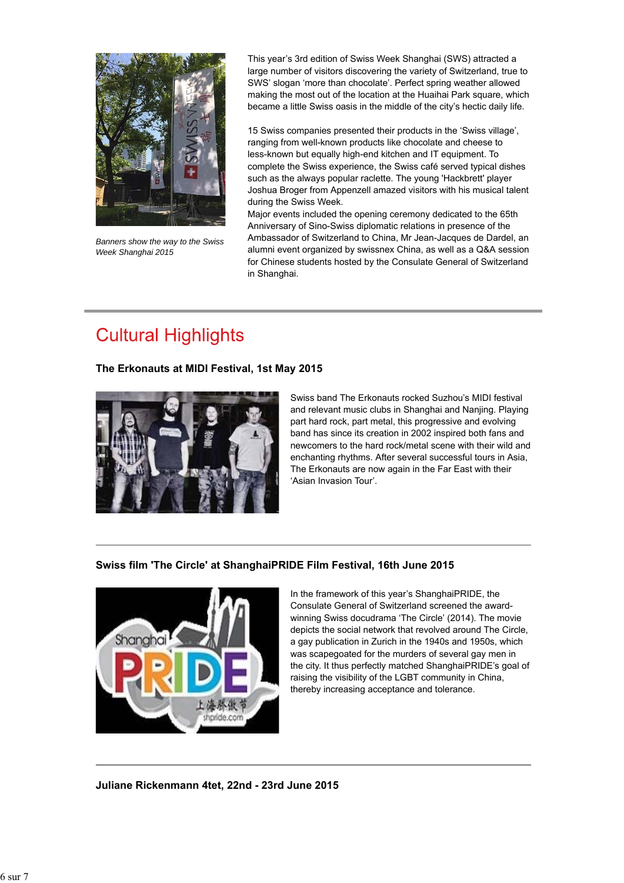*Banners show the way to the Swiss Week Shanghai 2015*

This year's 3rd edition of Swiss Week Shanghai (SWS) attracted a large number of visitors discovering the variety of Switzerland, true to SWS' slogan 'more than chocolate'. Perfect spring weather allowed making the most out of the location at the Huaihai Park square, which became a little Swiss oasis in the middle of the city's hectic daily life.

15 Swiss companies presented their products in the 'Swiss village', ranging from well-known products like chocolate and cheese to less-known but equally high-end kitchen and IT equipment. To complete the Swiss experience, the Swiss café served typical dishes such as the always popular raclette. The young 'Hackbrett' player Joshua Broger from Appenzell amazed visitors with his musical talent during the Swiss Week.
Major events included the opening ceremony dedicated to the 65th Anniversary of Sino-Swiss diplomatic relations in presence of the Ambassador of Switzerland to China, Mr Jean-Jacques de Dardel, an alumni event organized by swissnex China, as well as a Q&A session for Chinese students hosted by the Consulate General of Switzerland in Shanghai.

## Cultural Highlights

**The Erkonauts at MIDI Festival, 1st May 2015**

Swiss band The Erkonauts rocked Suzhou's MIDI festival and relevant music clubs in Shanghai and Nanjing. Playing part hard rock, part metal, this progressive and evolving band has since its creation in 2002 inspired both fans and newcomers to the hard rock/metal scene with their wild and enchanting rhythms. After several successful tours in Asia, The Erkonauts are now again in the Far East with their 'Asian Invasion Tour'.

---

**Swiss film 'The Circle' at ShanghaiPRIDE Film Festival, 16th June 2015**

In the framework of this year's ShanghaiPRIDE, the Consulate General of Switzerland screened the award-winning Swiss docudrama 'The Circle' (2014). The movie depicts the social network that revolved around The Circle, a gay publication in Zurich in the 1940s and 1950s, which was scapegoated for the murders of several gay men in the city. It thus perfectly matched ShanghaiPRIDE's goal of raising the visibility of the LGBT community in China, thereby increasing acceptance and tolerance.

---

**Juliane Rickenmann 4tet, 22nd - 23rd June 2015**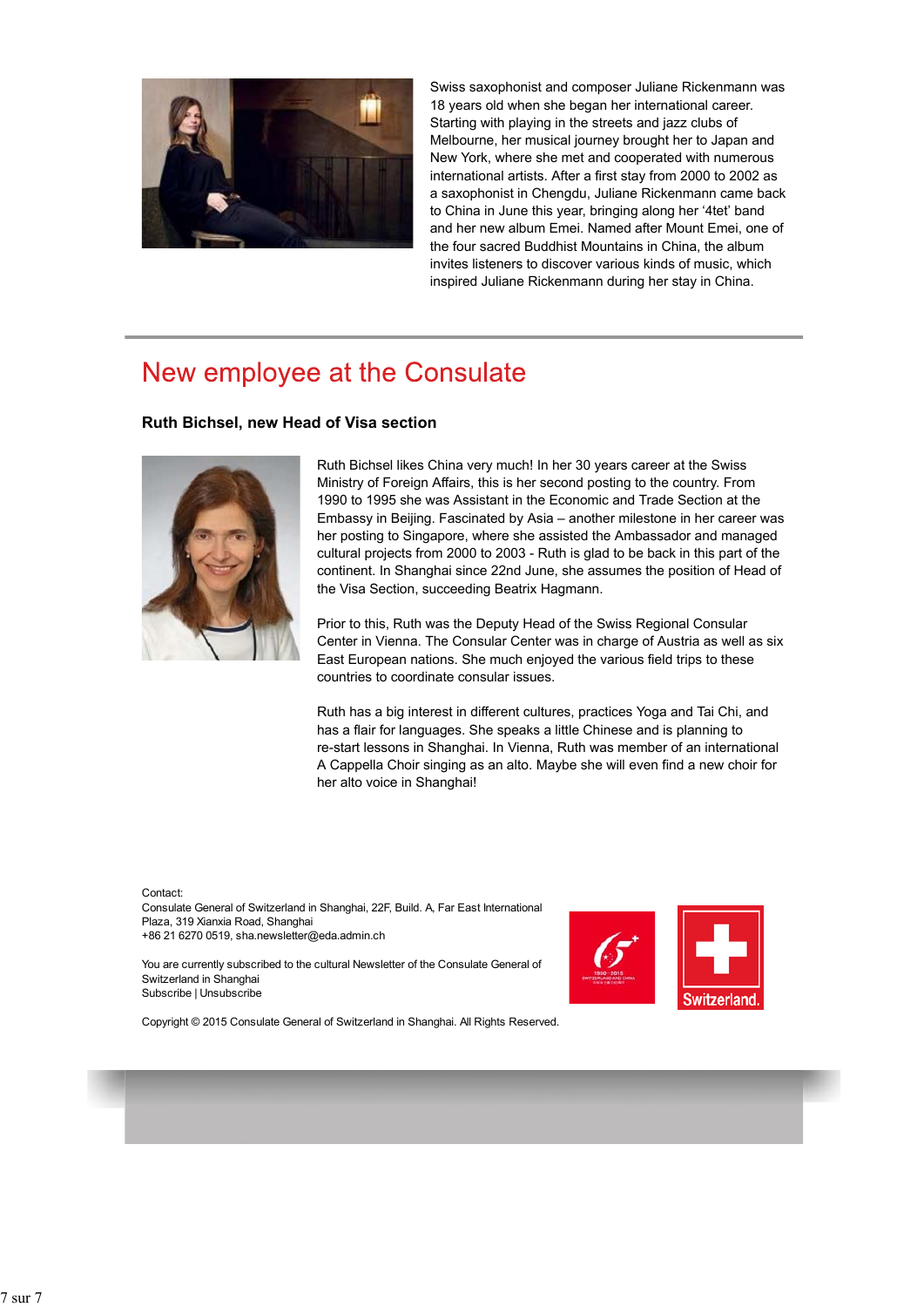Swiss saxophonist and composer Juliane Rickenmann was 18 years old when she began her international career. Starting with playing in the streets and jazz clubs of Melbourne, her musical journey brought her to Japan and New York, where she met and cooperated with numerous international artists. After a first stay from 2000 to 2002 as a saxophonist in Chengdu, Juliane Rickenmann came back to China in June this year, bringing along her '4tet' band and her new album Emei. Named after Mount Emei, one of the four sacred Buddhist Mountains in China, the album invites listeners to discover various kinds of music, which inspired Juliane Rickenmann during her stay in China.

## New employee at the Consulate

**Ruth Bichsel, new Head of Visa section**

Ruth Bichsel likes China very much! In her 30 years career at the Swiss Ministry of Foreign Affairs, this is her second posting to the country. From 1990 to 1995 she was Assistant in the Economic and Trade Section at the Embassy in Beijing. Fascinated by Asia – another milestone in her career was her posting to Singapore, where she assisted the Ambassador and managed cultural projects from 2000 to 2003 - Ruth is glad to be back in this part of the continent. In Shanghai since 22nd June, she assumes the position of Head of the Visa Section, succeeding Beatrix Hagmann.

Prior to this, Ruth was the Deputy Head of the Swiss Regional Consular Center in Vienna. The Consular Center was in charge of Austria as well as six East European nations. She much enjoyed the various field trips to these countries to coordinate consular issues.

Ruth has a big interest in different cultures, practices Yoga and Tai Chi, and has a flair for languages. She speaks a little Chinese and is planning to re-start lessons in Shanghai. In Vienna, Ruth was member of an international A Cappella Choir singing as an alto. Maybe she will even find a new choir for her alto voice in Shanghai!

Contact:
Consulate General of Switzerland in Shanghai, 22F, Build. A, Far East International Plaza, 319 Xianxia Road, Shanghai
+86 21 6270 0519, sha.newsletter@eda.admin.ch

You are currently subscribed to the cultural Newsletter of the Consulate General of Switzerland in Shanghai
Subscribe | Unsubscribe

Copyright © 2015 Consulate General of Switzerland in Shanghai. All Rights Reserved.